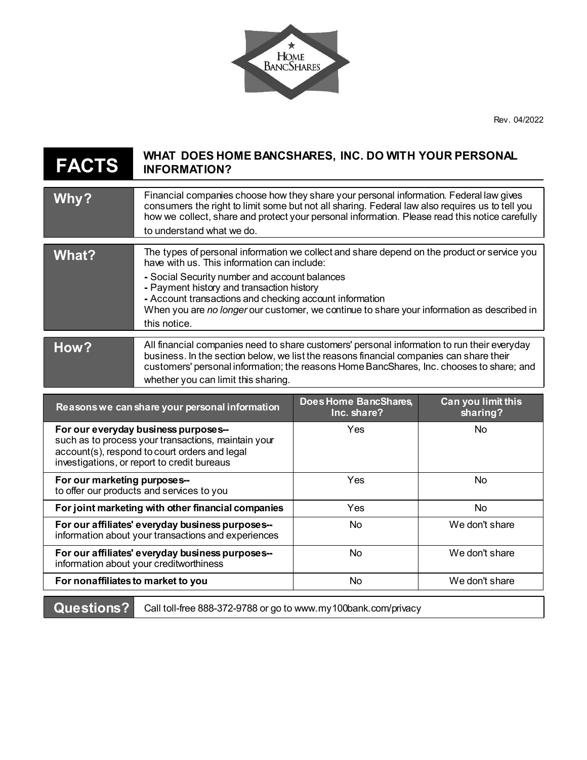Rev. 04/2022

| **FACTS** | **WHAT DOES HOME BANCSHARES, INC. DO WITH YOUR PERSONAL INFORMATION?** |
|---|---|
| **Why?** | Financial companies choose how they share your personal information. Federal law gives consumers the right to limit some but not all sharing. Federal law also requires us to tell you how we collect, share and protect your personal information. Please read this notice carefully to understand what we do. |
| **What?** | The types of personal information we collect and share depend on the product or service you have with us. This information can include:<br>- Social Security number and account balances<br>- Payment history and transaction history<br>- Account transactions and checking account information<br>When you are *no longer* our customer, we continue to share your information as described in this notice. |
| **How?** | All financial companies need to share customers' personal information to run their everyday business. In the section below, we list the reasons financial companies can share their customers' personal information; the reasons Home BancShares, Inc. chooses to share; and whether you can limit this sharing. |

| Reasons we can share your personal information | Does Home BancShares, Inc. share? | Can you limit this sharing? |
|---|---|---|
| **For our everyday business purposes--** such as to process your transactions, maintain your account(s), respond to court orders and legal investigations, or report to credit bureaus | Yes | No |
| **For our marketing purposes--** to offer our products and services to you | Yes | No |
| **For joint marketing with other financial companies** | Yes | No |
| **For our affiliates' everyday business purposes--** information about your transactions and experiences | No | We don't share |
| **For our affiliates' everyday business purposes--** information about your creditworthiness | No | We don't share |
| **For nonaffiliates to market to you** | No | We don't share |

| **Questions?** | Call toll-free 888-372-9788 or go to www.my100bank.com/privacy |
|---|---|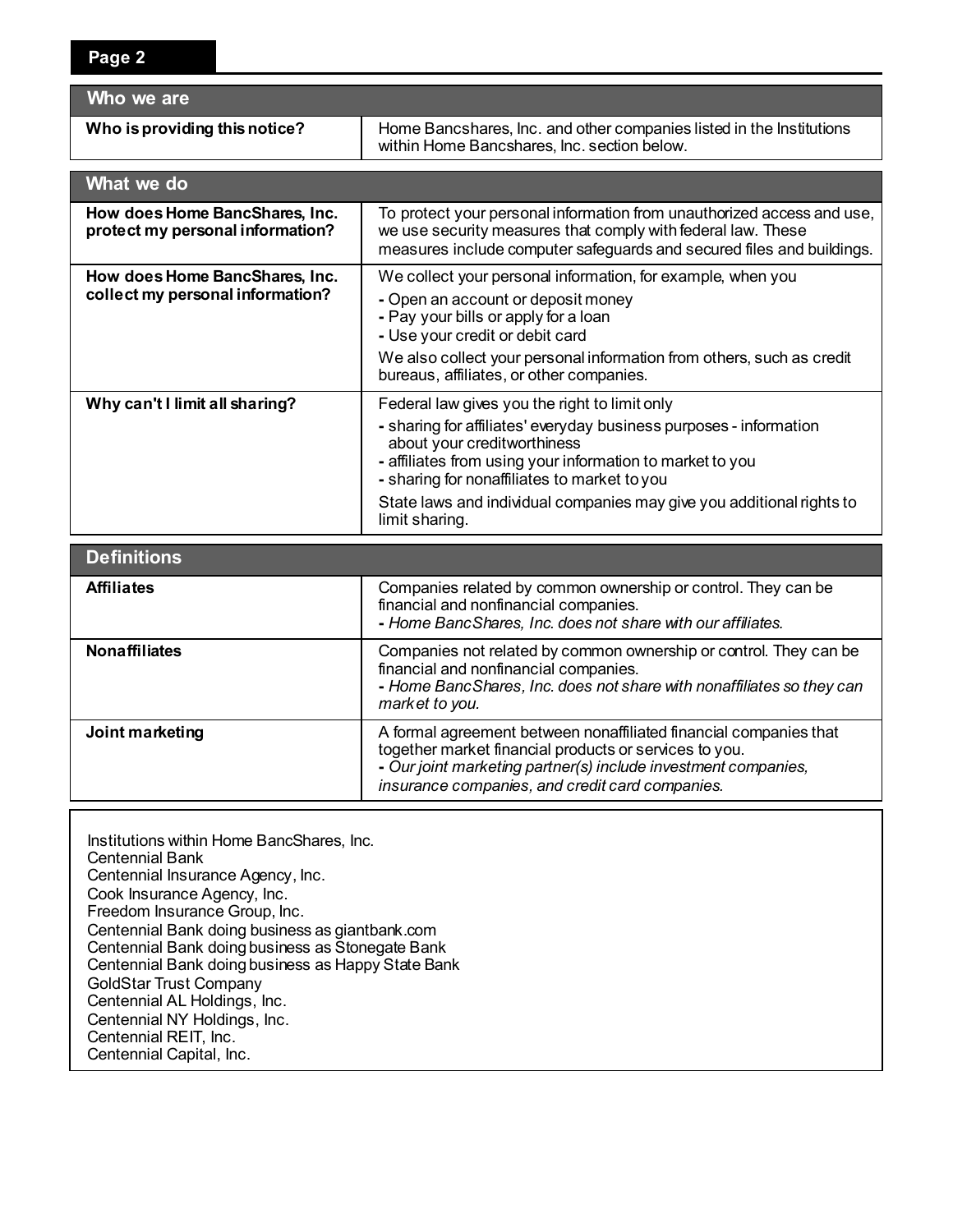| Who we are | |
|---|---|
| **Who is providing this notice?** | Home Bancshares, Inc. and other companies listed in the Institutions within Home Bancshares, Inc. section below. |

| What we do | |
|---|---|
| **How does Home BancShares, Inc. protect my personal information?** | To protect your personal information from unauthorized access and use, we use security measures that comply with federal law. These measures include computer safeguards and secured files and buildings. |
| **How does Home BancShares, Inc. collect my personal information?** | We collect your personal information, for example, when you<br>- Open an account or deposit money<br>- Pay your bills or apply for a loan<br>- Use your credit or debit card<br>We also collect your personal information from others, such as credit bureaus, affiliates, or other companies. |
| **Why can't I limit all sharing?** | Federal law gives you the right to limit only<br>- sharing for affiliates' everyday business purposes - information about your creditworthiness<br>- affiliates from using your information to market to you<br>- sharing for nonaffiliates to market to you<br>State laws and individual companies may give you additional rights to limit sharing. |

| Definitions | |
|---|---|
| **Affiliates** | Companies related by common ownership or control. They can be financial and nonfinancial companies.<br>- *Home BancShares, Inc. does not share with our affiliates.* |
| **Nonaffiliates** | Companies not related by common ownership or control. They can be financial and nonfinancial companies.<br>- *Home BancShares, Inc. does not share with nonaffiliates so they can market to you.* |
| **Joint marketing** | A formal agreement between nonaffiliated financial companies that together market financial products or services to you.<br>- *Our joint marketing partner(s) include investment companies, insurance companies, and credit card companies.* |

Institutions within Home BancShares, Inc.
Centennial Bank
Centennial Insurance Agency, Inc.
Cook Insurance Agency, Inc.
Freedom Insurance Group, Inc.
Centennial Bank doing business as giantbank.com
Centennial Bank doing business as Stonegate Bank
Centennial Bank doing business as Happy State Bank
GoldStar Trust Company
Centennial AL Holdings, Inc.
Centennial NY Holdings, Inc.
Centennial REIT, Inc.
Centennial Capital, Inc.